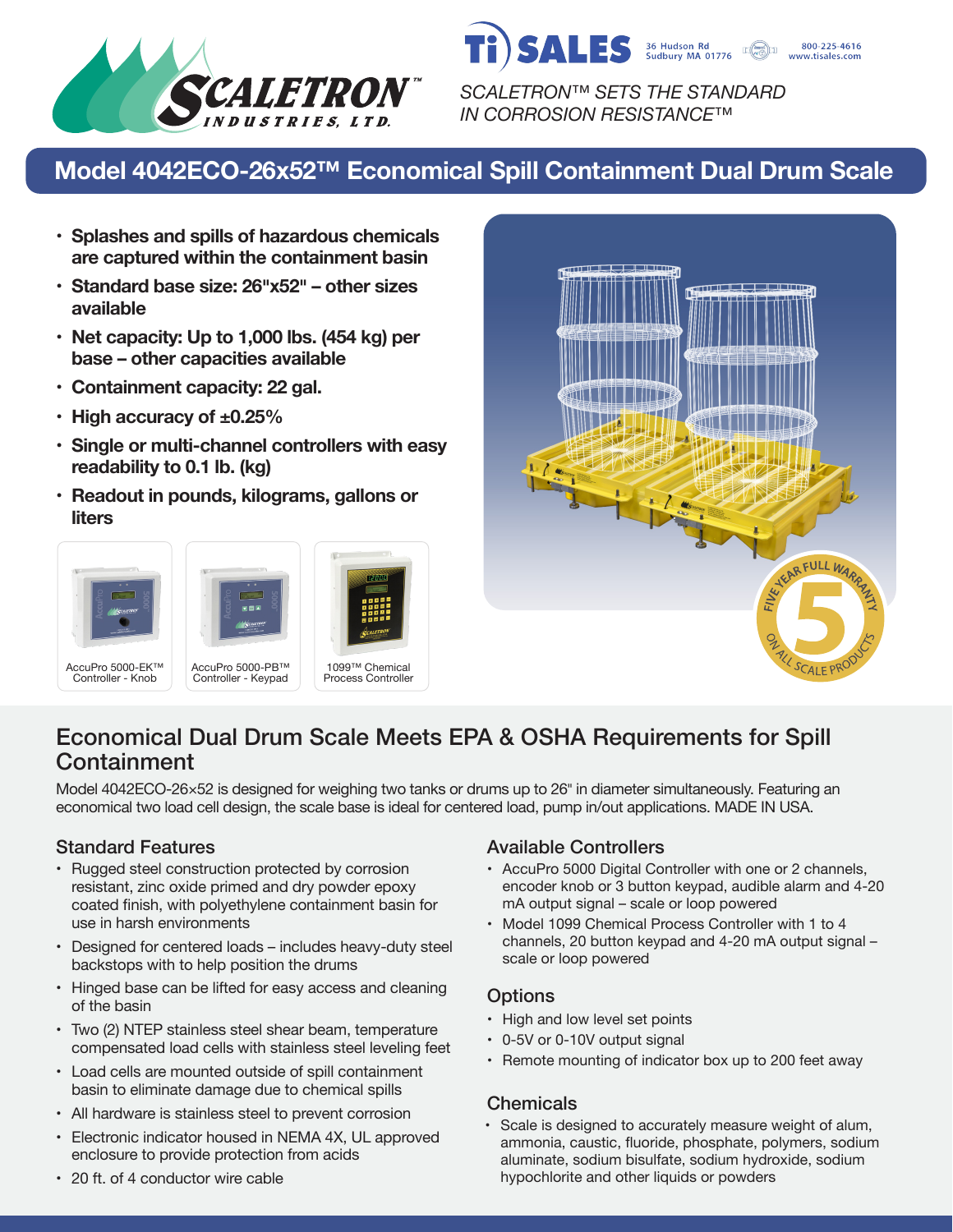SCALETRON™ SETS THE STANDARD IN CORROSION RESISTANCE™

# Model 4042ECO-26x52™ Economical Spill Containment Dual Drum Scale

- **Splashes and spills of hazardous chemicals are captured within the containment basin**
- **Standard base size: 26"x52" – other sizes available**
- **Net capacity: Up to 1,000 lbs. (454 kg) per base – other capacities available**
- **Containment capacity: 22 gal.**
- **High accuracy of ±0.25%**
- **Single or multi-channel controllers with easy readability to 0.1 lb. (kg)**
- **Readout in pounds, kilograms, gallons or liters**

AccuPro 5000-EK™ Controller - Knob

AccuPro 5000-PB™ Controller - Keypad

1099™ Chemical Process Controller

FIVE YEAR FULL WARRANTY ON ALL SCALE PRODUCTS

## Economical Dual Drum Scale Meets EPA & OSHA Requirements for Spill Containment

Model 4042ECO-26×52 is designed for weighing two tanks or drums up to 26" in diameter simultaneously. Featuring an economical two load cell design, the scale base is ideal for centered load, pump in/out applications. MADE IN USA.

### Standard Features

- Rugged steel construction protected by corrosion resistant, zinc oxide primed and dry powder epoxy coated finish, with polyethylene containment basin for use in harsh environments
- Designed for centered loads – includes heavy-duty steel backstops with to help position the drums
- Hinged base can be lifted for easy access and cleaning of the basin
- Two (2) NTEP stainless steel shear beam, temperature compensated load cells with stainless steel leveling feet
- Load cells are mounted outside of spill containment basin to eliminate damage due to chemical spills
- All hardware is stainless steel to prevent corrosion
- Electronic indicator housed in NEMA 4X, UL approved enclosure to provide protection from acids
- 20 ft. of 4 conductor wire cable

### Available Controllers

- AccuPro 5000 Digital Controller with one or 2 channels, encoder knob or 3 button keypad, audible alarm and 4-20 mA output signal – scale or loop powered
- Model 1099 Chemical Process Controller with 1 to 4 channels, 20 button keypad and 4-20 mA output signal – scale or loop powered

### Options

- High and low level set points
- 0-5V or 0-10V output signal
- Remote mounting of indicator box up to 200 feet away

### Chemicals

- Scale is designed to accurately measure weight of alum, ammonia, caustic, fluoride, phosphate, polymers, sodium aluminate, sodium bisulfate, sodium hydroxide, sodium hypochlorite and other liquids or powders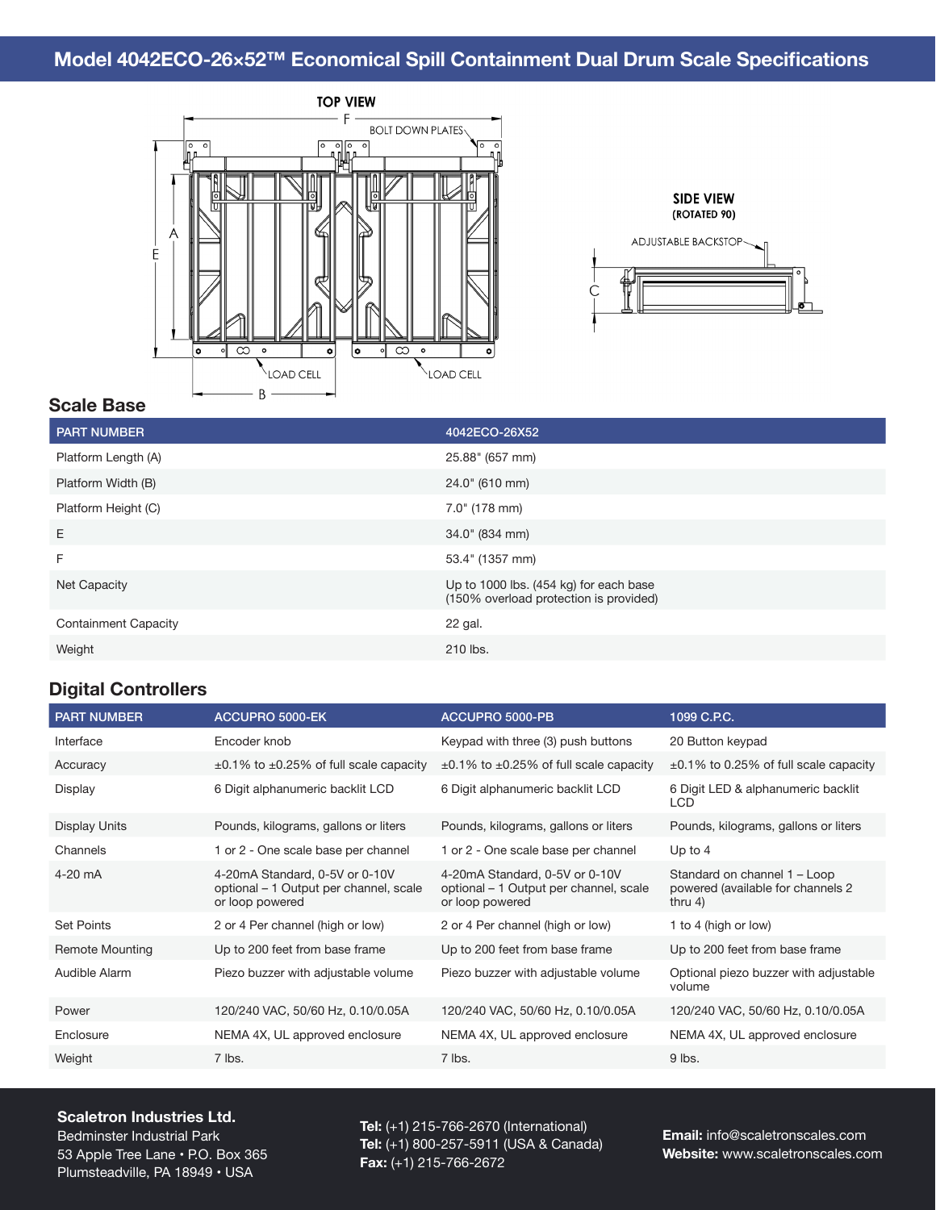# Model 4042ECO-26×52™ Economical Spill Containment Dual Drum Scale Specifications

TOP VIEW

F

BOLT DOWN PLATES

A

E

LOAD CELL

LOAD CELL

B

SIDE VIEW
(ROTATED 90)

ADJUSTABLE BACKSTOP

C

## Scale Base

| PART NUMBER | 4042ECO-26X52 |
|---|---|
| Platform Length (A) | 25.88" (657 mm) |
| Platform Width (B) | 24.0" (610 mm) |
| Platform Height (C) | 7.0" (178 mm) |
| E | 34.0" (834 mm) |
| F | 53.4" (1357 mm) |
| Net Capacity | Up to 1000 lbs. (454 kg) for each base (150% overload protection is provided) |
| Containment Capacity | 22 gal. |
| Weight | 210 lbs. |

## Digital Controllers

| PART NUMBER | ACCUPRO 5000-EK | ACCUPRO 5000-PB | 1099 C.P.C. |
|---|---|---|---|
| Interface | Encoder knob | Keypad with three (3) push buttons | 20 Button keypad |
| Accuracy | ±0.1% to ±0.25% of full scale capacity | ±0.1% to ±0.25% of full scale capacity | ±0.1% to 0.25% of full scale capacity |
| Display | 6 Digit alphanumeric backlit LCD | 6 Digit alphanumeric backlit LCD | 6 Digit LED & alphanumeric backlit LCD |
| Display Units | Pounds, kilograms, gallons or liters | Pounds, kilograms, gallons or liters | Pounds, kilograms, gallons or liters |
| Channels | 1 or 2 - One scale base per channel | 1 or 2 - One scale base per channel | Up to 4 |
| 4-20 mA | 4-20mA Standard, 0-5V or 0-10V optional – 1 Output per channel, scale or loop powered | 4-20mA Standard, 0-5V or 0-10V optional – 1 Output per channel, scale or loop powered | Standard on channel 1 – Loop powered (available for channels 2 thru 4) |
| Set Points | 2 or 4 Per channel (high or low) | 2 or 4 Per channel (high or low) | 1 to 4 (high or low) |
| Remote Mounting | Up to 200 feet from base frame | Up to 200 feet from base frame | Up to 200 feet from base frame |
| Audible Alarm | Piezo buzzer with adjustable volume | Piezo buzzer with adjustable volume | Optional piezo buzzer with adjustable volume |
| Power | 120/240 VAC, 50/60 Hz, 0.10/0.05A | 120/240 VAC, 50/60 Hz, 0.10/0.05A | 120/240 VAC, 50/60 Hz, 0.10/0.05A |
| Enclosure | NEMA 4X, UL approved enclosure | NEMA 4X, UL approved enclosure | NEMA 4X, UL approved enclosure |
| Weight | 7 lbs. | 7 lbs. | 9 lbs. |

**Scaletron Industries Ltd.**
Bedminster Industrial Park
53 Apple Tree Lane • P.O. Box 365
Plumsteadville, PA 18949 • USA

**Tel:** (+1) 215-766-2670 (International)
**Tel:** (+1) 800-257-5911 (USA & Canada)
**Fax:** (+1) 215-766-2672

**Email:** info@scaletronscales.com
**Website:** www.scaletronscales.com